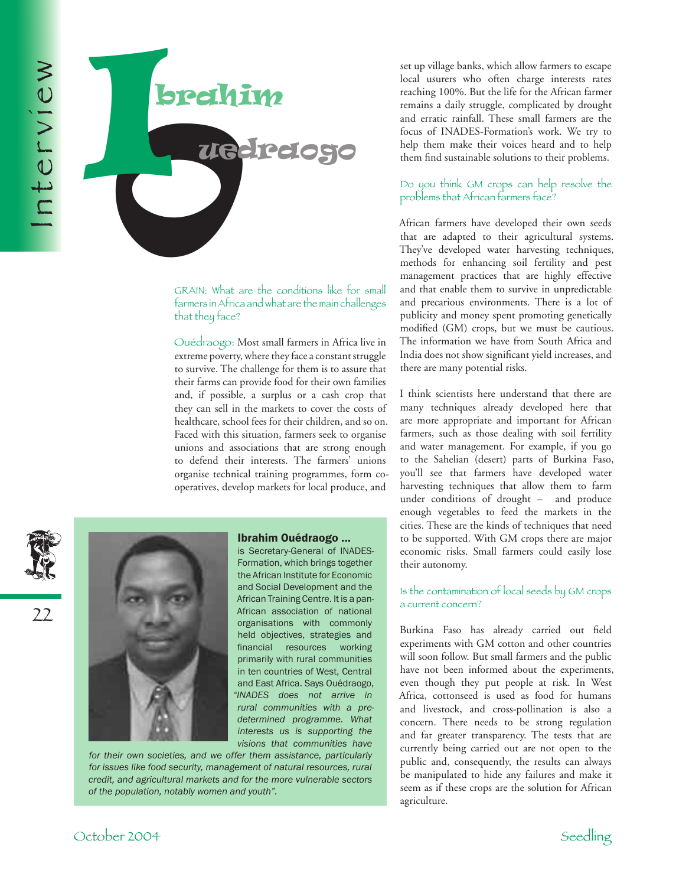# Ibrahim Ouedraogo

GRAIN: What are the conditions like for small farmers in Africa and what are the main challenges that they face?

Ouédraogo: Most small farmers in Africa live in extreme poverty, where they face a constant struggle to survive. The challenge for them is to assure that their farms can provide food for their own families and, if possible, a surplus or a cash crop that they can sell in the markets to cover the costs of healthcare, school fees for their children, and so on. Faced with this situation, farmers seek to organise unions and associations that are strong enough to defend their interests. The farmers' unions organise technical training programmes, form co-operatives, develop markets for local produce, and set up village banks, which allow farmers to escape local usurers who often charge interests rates reaching 100%. But the life for the African farmer remains a daily struggle, complicated by drought and erratic rainfall. These small farmers are the focus of INADES-Formation's work. We try to help them make their voices heard and to help them find sustainable solutions to their problems.

**Ibrahim Ouédraogo ...** is Secretary-General of INADES-Formation, which brings together the African Institute for Economic and Social Development and the African Training Centre. It is a pan-African association of national organisations with commonly held objectives, strategies and financial resources working primarily with rural communities in ten countries of West, Central and East Africa. Says Ouédraogo, *"INADES does not arrive in rural communities with a pre-determined programme. What interests us is supporting the visions that communities have for their own societies, and we offer them assistance, particularly for issues like food security, management of natural resources, rural credit, and agricultural markets and for the more vulnerable sectors of the population, notably women and youth".*

Do you think GM crops can help resolve the problems that African farmers face?

African farmers have developed their own seeds that are adapted to their agricultural systems. They've developed water harvesting techniques, methods for enhancing soil fertility and pest management practices that are highly effective and that enable them to survive in unpredictable and precarious environments. There is a lot of publicity and money spent promoting genetically modified (GM) crops, but we must be cautious. The information we have from South Africa and India does not show significant yield increases, and there are many potential risks.

I think scientists here understand that there are many techniques already developed here that are more appropriate and important for African farmers, such as those dealing with soil fertility and water management. For example, if you go to the Sahelian (desert) parts of Burkina Faso, you'll see that farmers have developed water harvesting techniques that allow them to farm under conditions of drought – and produce enough vegetables to feed the markets in the cities. These are the kinds of techniques that need to be supported. With GM crops there are major economic risks. Small farmers could easily lose their autonomy.

Is the contamination of local seeds by GM crops a current concern?

Burkina Faso has already carried out field experiments with GM cotton and other countries will soon follow. But small farmers and the public have not been informed about the experiments, even though they put people at risk. In West Africa, cottonseed is used as food for humans and livestock, and cross-pollination is also a concern. There needs to be strong regulation and far greater transparency. The tests that are currently being carried out are not open to the public and, consequently, the results can always be manipulated to hide any failures and make it seem as if these crops are the solution for African agriculture.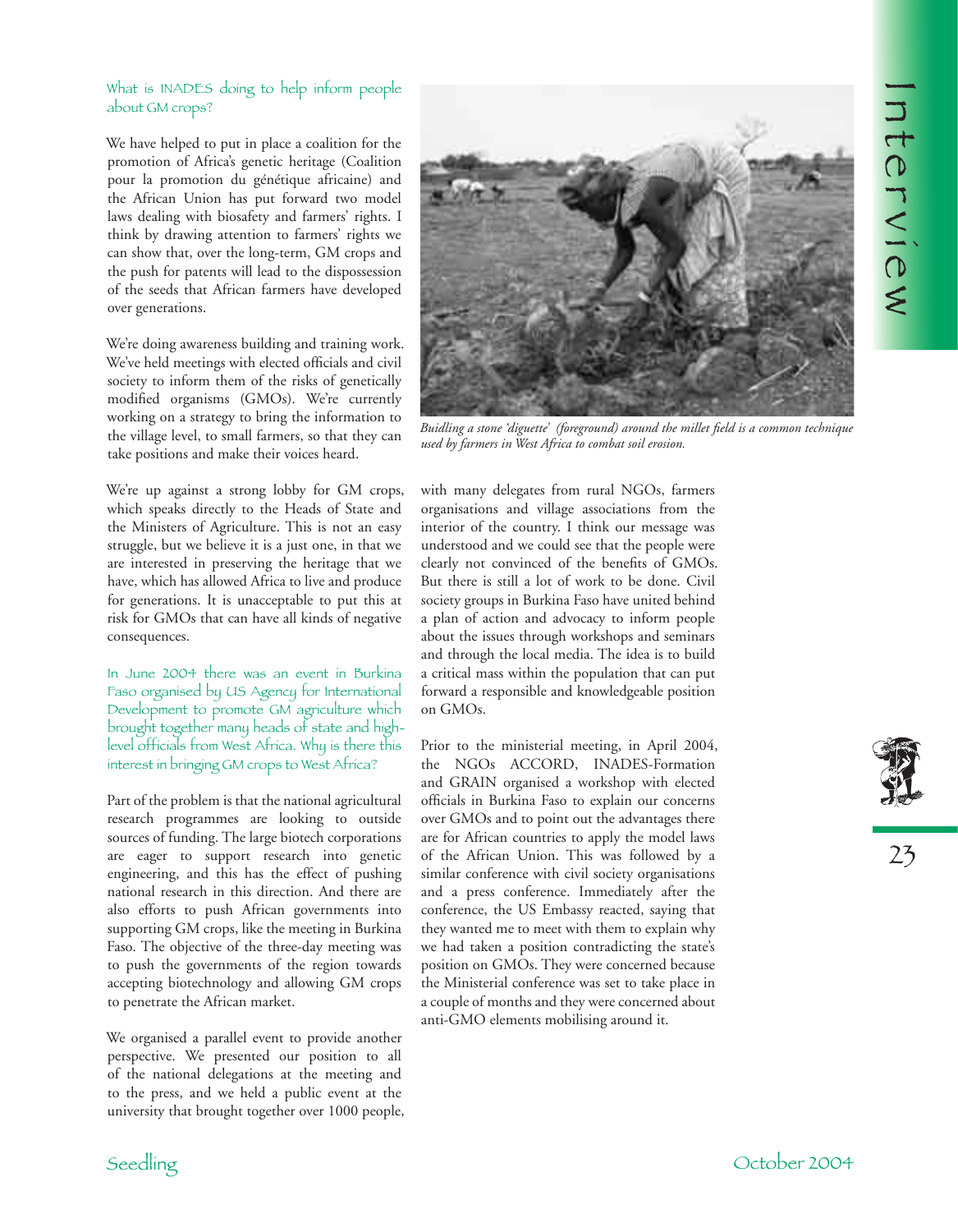### What is INADES doing to help inform people about GM crops?

We have helped to put in place a coalition for the promotion of Africa's genetic heritage (Coalition pour la promotion du génétique africaine) and the African Union has put forward two model laws dealing with biosafety and farmers' rights. I think by drawing attention to farmers' rights we can show that, over the long-term, GM crops and the push for patents will lead to the dispossession of the seeds that African farmers have developed over generations.

We're doing awareness building and training work. We've held meetings with elected officials and civil society to inform them of the risks of genetically modified organisms (GMOs). We're currently working on a strategy to bring the information to the village level, to small farmers, so that they can take positions and make their voices heard.

We're up against a strong lobby for GM crops, which speaks directly to the Heads of State and the Ministers of Agriculture. This is not an easy struggle, but we believe it is a just one, in that we are interested in preserving the heritage that we have, which has allowed Africa to live and produce for generations. It is unacceptable to put this at risk for GMOs that can have all kinds of negative consequences.

### In June 2004 there was an event in Burkina Faso organised by US Agency for International Development to promote GM agriculture which brought together many heads of state and high-level officials from West Africa. Why is there this interest in bringing GM crops to West Africa?

Part of the problem is that the national agricultural research programmes are looking to outside sources of funding. The large biotech corporations are eager to support research into genetic engineering, and this has the effect of pushing national research in this direction. And there are also efforts to push African governments into supporting GM crops, like the meeting in Burkina Faso. The objective of the three-day meeting was to push the governments of the region towards accepting biotechnology and allowing GM crops to penetrate the African market.

We organised a parallel event to provide another perspective. We presented our position to all of the national delegations at the meeting and to the press, and we held a public event at the university that brought together over 1000 people, with many delegates from rural NGOs, farmers organisations and village associations from the interior of the country. I think our message was understood and we could see that the people were clearly not convinced of the benefits of GMOs. But there is still a lot of work to be done. Civil society groups in Burkina Faso have united behind a plan of action and advocacy to inform people about the issues through workshops and seminars and through the local media. The idea is to build a critical mass within the population that can put forward a responsible and knowledgeable position on GMOs.

Prior to the ministerial meeting, in April 2004, the NGOs ACCORD, INADES-Formation and GRAIN organised a workshop with elected officials in Burkina Faso to explain our concerns over GMOs and to point out the advantages there are for African countries to apply the model laws of the African Union. This was followed by a similar conference with civil society organisations and a press conference. Immediately after the conference, the US Embassy reacted, saying that they wanted me to meet with them to explain why we had taken a position contradicting the state's position on GMOs. They were concerned because the Ministerial conference was set to take place in a couple of months and they were concerned about anti-GMO elements mobilising around it.

*Buidling a stone 'diguette' (foreground) around the millet field is a common technique used by farmers in West Africa to combat soil erosion.*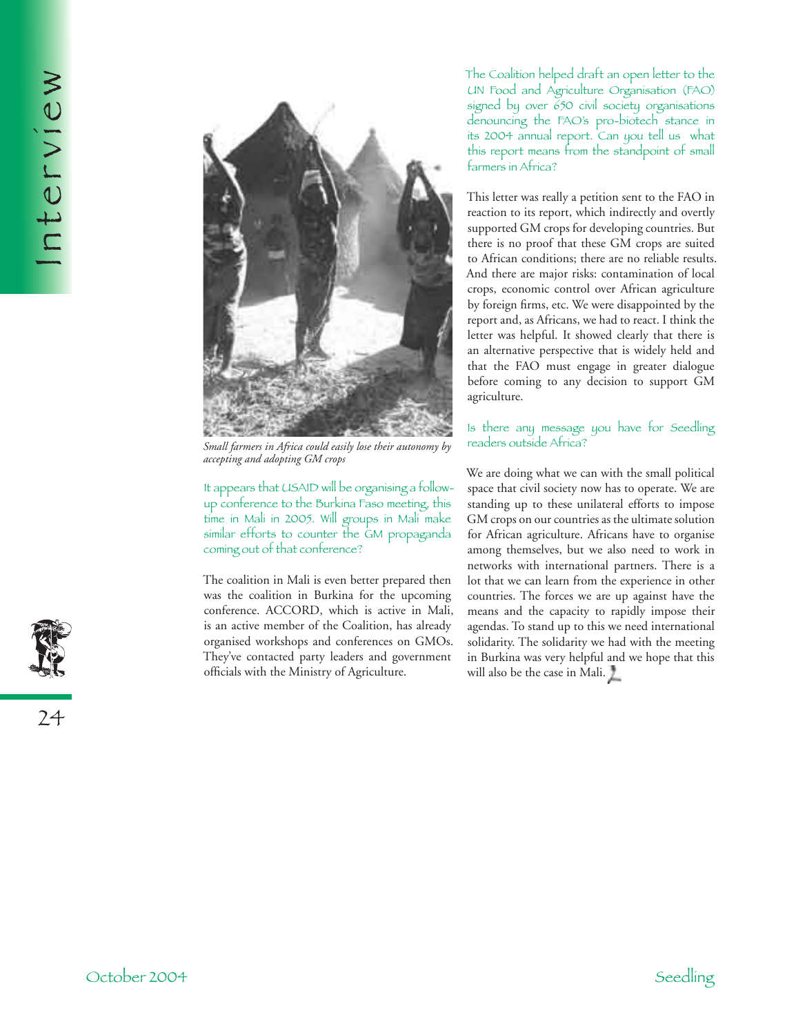*Small farmers in Africa could easily lose their autonomy by accepting and adopting GM crops*

**It appears that USAID will be organising a follow-up conference to the Burkina Faso meeting, this time in Mali in 2005. Will groups in Mali make similar efforts to counter the GM propaganda coming out of that conference?**

The coalition in Mali is even better prepared then was the coalition in Burkina for the upcoming conference. ACCORD, which is active in Mali, is an active member of the Coalition, has already organised workshops and conferences on GMOs. They've contacted party leaders and government officials with the Ministry of Agriculture.

**The Coalition helped draft an open letter to the UN Food and Agriculture Organisation (FAO) signed by over 650 civil society organisations denouncing the FAO's pro-biotech stance in its 2004 annual report. Can you tell us what this report means from the standpoint of small farmers in Africa?**

This letter was really a petition sent to the FAO in reaction to its report, which indirectly and overtly supported GM crops for developing countries. But there is no proof that these GM crops are suited to African conditions; there are no reliable results. And there are major risks: contamination of local crops, economic control over African agriculture by foreign firms, etc. We were disappointed by the report and, as Africans, we had to react. I think the letter was helpful. It showed clearly that there is an alternative perspective that is widely held and that the FAO must engage in greater dialogue before coming to any decision to support GM agriculture.

**Is there any message you have for Seedling readers outside Africa?**

We are doing what we can with the small political space that civil society now has to operate. We are standing up to these unilateral efforts to impose GM crops on our countries as the ultimate solution for African agriculture. Africans have to organise among themselves, but we also need to work in networks with international partners. There is a lot that we can learn from the experience in other countries. The forces we are up against have the means and the capacity to rapidly impose their agendas. To stand up to this we need international solidarity. The solidarity we had with the meeting in Burkina was very helpful and we hope that this will also be the case in Mali.